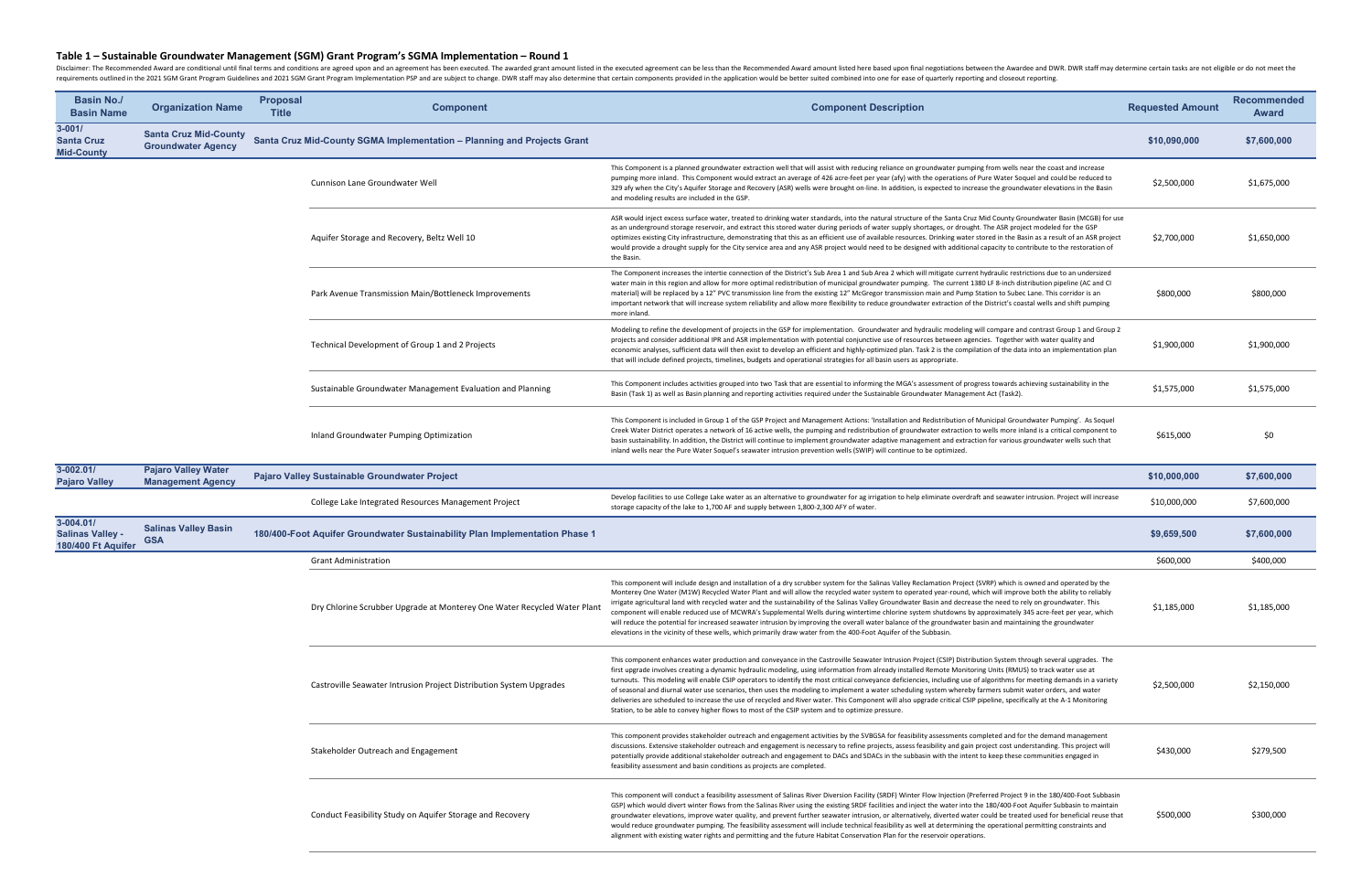## Table 1 – Sustainable Groundwater Management (SGM) Grant Program's SGMA Implementation – Round 1

Disclaimer: The Recommended Award are conditional until final terms and conditions are agreed upon and an agreement has been executed. The awarded grant amount listed in the executed agreement can be less than the Recommended Award amount listed here based upon final negotiations between the Awardee and DWR. DWR staff may determine certain tasks are not eligible or do not meet the requirements outlined in the 2021 SGM Grant Program Guidelines and 2021 SGM Grant Program Implementation PSP and are subject to change. DWR staff may also determine that certain components provided in the application would be better suited combined into one for ease of quarterly reporting and closeout reporting.

| Basin No./ Basin Name | Organization Name | Proposal Title | Component | Component Description | Requested Amount | Recommended Award |
|---|---|---|---|---|---|---|
| 3-001/ Santa Cruz Mid-County | Santa Cruz Mid-County Groundwater Agency | Santa Cruz Mid-County SGMA Implementation – Planning and Projects Grant | | | $10,090,000 | $7,600,000 |
| | | | Cunnison Lane Groundwater Well | This Component is a planned groundwater extraction well that will assist with reducing reliance on groundwater pumping from wells near the coast and increase pumping more inland. This Component would extract an average of 426 acre-feet per year (afy) with the operations of Pure Water Soquel and could be reduced to 329 afy when the City's Aquifer Storage and Recovery (ASR) wells were brought on-line. In addition, is expected to increase the groundwater elevations in the Basin and modeling results are included in the GSP. | $2,500,000 | $1,675,000 |
| | | | Aquifer Storage and Recovery, Beltz Well 10 | ASR would inject excess surface water, treated to drinking water standards, into the natural structure of the Santa Cruz Mid County Groundwater Basin (MCGB) for use as an underground storage reservoir, and extract this stored water during periods of water supply shortages, or drought. The ASR project modeled for the GSP optimizes existing City infrastructure, demonstrating that this as an efficient use of available resources. Drinking water stored in the Basin as a result of an ASR project would provide a drought supply for the City service area and any ASR project would need to be designed with additional capacity to contribute to the restoration of the Basin. | $2,700,000 | $1,650,000 |
| | | | Park Avenue Transmission Main/Bottleneck Improvements | The Component increases the intertie connection of the District's Sub Area 1 and Sub Area 2 which will mitigate current hydraulic restrictions due to an undersized water main in this region and allow for more optimal redistribution of municipal groundwater pumping. The current 1380 LF 8-inch distribution pipeline (AC and CI material) will be replaced by a 12" PVC transmission line from the existing 12" McGregor transmission main and Pump Station to Subec Lane. This corridor is an important network that will increase system reliability and allow more flexibility to reduce groundwater extraction of the District's coastal wells and shift pumping more inland. | $800,000 | $800,000 |
| | | | Technical Development of Group 1 and 2 Projects | Modeling to refine the development of projects in the GSP for implementation. Groundwater and hydraulic modeling will compare and contrast Group 1 and Group 2 projects and consider additional IPR and ASR implementation with potential conjunctive use of resources between agencies. Together with water quality and economic analyses, sufficient data will then exist to develop an efficient and highly-optimized plan. Task 2 is the compilation of the data into an implementation plan that will include defined projects, timelines, budgets and operational strategies for all basin users as appropriate. | $1,900,000 | $1,900,000 |
| | | | Sustainable Groundwater Management Evaluation and Planning | This Component includes activities grouped into two Task that are essential to informing the MGA's assessment of progress towards achieving sustainability in the Basin (Task 1) as well as Basin planning and reporting activities required under the Sustainable Groundwater Management Act (Task2). | $1,575,000 | $1,575,000 |
| | | | Inland Groundwater Pumping Optimization | This Component is included in Group 1 of the GSP Project and Management Actions: 'Installation and Redistribution of Municipal Groundwater Pumping'. As Soquel Creek Water District operates a network of 16 active wells, the pumping and redistribution of groundwater extraction to wells more inland is a critical component to basin sustainability. In addition, the District will continue to implement groundwater adaptive management and extraction for various groundwater wells such that inland wells near the Pure Water Soquel's seawater intrusion prevention wells (SWIP) will continue to be optimized. | $615,000 | $0 |
| 3-002.01/ Pajaro Valley | Pajaro Valley Water Management Agency | Pajaro Valley Sustainable Groundwater Project | | | $10,000,000 | $7,600,000 |
| | | | College Lake Integrated Resources Management Project | Develop facilities to use College Lake water as an alternative to groundwater for ag irrigation to help eliminate overdraft and seawater intrusion. Project will increase storage capacity of the lake to 1,700 AF and supply between 1,800-2,300 AFY of water. | $10,000,000 | $7,600,000 |
| 3-004.01/ Salinas Valley - 180/400 Ft Aquifer | Salinas Valley Basin GSA | 180/400-Foot Aquifer Groundwater Sustainability Plan Implementation Phase 1 | | | $9,659,500 | $7,600,000 |
| | | | Grant Administration | | $600,000 | $400,000 |
| | | | Dry Chlorine Scrubber Upgrade at Monterey One Water Recycled Water Plant | This component will include design and installation of a dry scrubber system for the Salinas Valley Reclamation Project (SVRP) which is owned and operated by the Monterey One Water (M1W) Recycled Water Plant and will allow the recycled water system to operated year-round, which will improve both the ability to reliably irrigate agricultural land with recycled water and the sustainability of the Salinas Valley Groundwater Basin and decrease the need to rely on groundwater. This component will enable reduced use of MCWRA's Supplemental Wells during wintertime chlorine system shutdowns by approximately 345 acre-feet per year, which will reduce the potential for increased seawater intrusion by improving the overall water balance of the groundwater basin and maintaining the groundwater elevations in the vicinity of these wells, which primarily draw water from the 400-Foot Aquifer of the Subbasin. | $1,185,000 | $1,185,000 |
| | | | Castroville Seawater Intrusion Project Distribution System Upgrades | This component enhances water production and conveyance in the Castroville Seawater Intrusion Project (CSIP) Distribution System through several upgrades. The first upgrade involves creating a dynamic hydraulic modeling, using information from already installed Remote Monitoring Units (RMUS) to track water use at turnouts. This modeling will enable CSIP operators to identify the most critical conveyance deficiencies, including use of algorithms for meeting demands in a variety of seasonal and diurnal water use scenarios, then uses the modeling to implement a water scheduling system whereby farmers submit water orders, and water deliveries are scheduled to increase the use of recycled and River water. This Component will also upgrade critical CSIP pipeline, specifically at the A-1 Monitoring Station, to be able to convey higher flows to most of the CSIP system and to optimize pressure. | $2,500,000 | $2,150,000 |
| | | | Stakeholder Outreach and Engagement | This component provides stakeholder outreach and engagement activities by the SVBGSA for feasibility assessments completed and for the demand management discussions. Extensive stakeholder outreach and engagement is necessary to refine projects, assess feasibility and gain project cost understanding. This project will potentially provide additional stakeholder outreach and engagement to DACs and SDACs in the subbasin with the intent to keep these communities engaged in feasibility assessment and basin conditions as projects are completed. | $430,000 | $279,500 |
| | | | Conduct Feasibility Study on Aquifer Storage and Recovery | This component will conduct a feasibility assessment of Salinas River Diversion Facility (SRDF) Winter Flow Injection (Preferred Project 9 in the 180/400-Foot Subbasin GSP) which would divert winter flows from the Salinas River using the existing SRDF facilities and inject the water into the 180/400-Foot Aquifer Subbasin to maintain groundwater elevations, improve water quality, and prevent further seawater intrusion, or alternatively, diverted water could be treated used for beneficial reuse that would reduce groundwater pumping. The feasibility assessment will include technical feasibility as well at determining the operational permitting constraints and alignment with existing water rights and permitting and the future Habitat Conservation Plan for the reservoir operations. | $500,000 | $300,000 |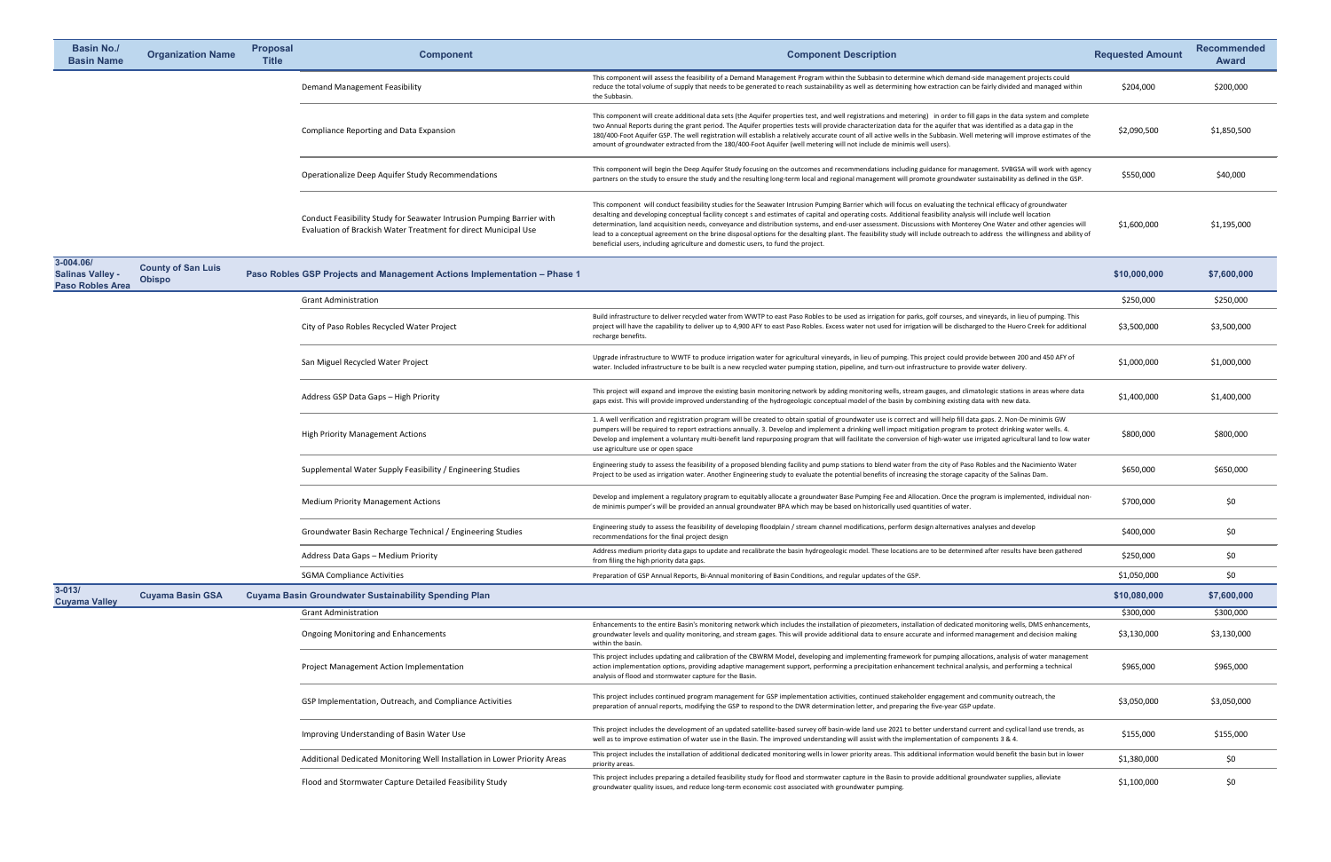| Basin No./ Basin Name | Organization Name | Proposal Title | Component | Component Description | Requested Amount | Recommended Award |
|---|---|---|---|---|---|---|
| | | | Demand Management Feasibility | This component will assess the feasibility of a Demand Management Program within the Subbasin to determine which demand-side management projects could reduce the total volume of supply that needs to be generated to reach sustainability as well as determining how extraction can be fairly divided and managed within the Subbasin. | $204,000 | $200,000 |
| | | | Compliance Reporting and Data Expansion | This component will create additional data sets (the Aquifer properties test, and well registrations and metering) in order to fill gaps in the data system and complete two Annual Reports during the grant period. The Aquifer properties tests will provide characterization data for the aquifer that was identified as a data gap in the 180/400-Foot Aquifer GSP. The well registration will establish a relatively accurate count of all active wells in the Subbasin. Well metering will improve estimates of the amount of groundwater extracted from the 180/400-Foot Aquifer (well metering will not include de minimis well users). | $2,090,500 | $1,850,500 |
| | | | Operationalize Deep Aquifer Study Recommendations | This component will begin the Deep Aquifer Study focusing on the outcomes and recommendations including guidance for management. SVBGSA will work with agency partners on the study to ensure the study and the resulting long-term local and regional management will promote groundwater sustainability as defined in the GSP. | $550,000 | $40,000 |
| | | | Conduct Feasibility Study for Seawater Intrusion Pumping Barrier with Evaluation of Brackish Water Treatment for direct Municipal Use | This component will conduct feasibility studies for the Seawater Intrusion Pumping Barrier which will focus on evaluating the technical efficacy of groundwater desalting and developing conceptual facility concept s and estimates of capital and operating costs. Additional feasibility analysis will include well location determination, land acquisition needs, conveyance and distribution systems, and end-user assessment. Discussions with Monterey One Water and other agencies will lead to a conceptual agreement on the brine disposal options for the desalting plant. The feasibility study will include outreach to address the willingness and ability of beneficial users, including agriculture and domestic users, to fund the project. | $1,600,000 | $1,195,000 |
| **3-004.06/ Salinas Valley - Paso Robles Area** | **County of San Luis Obispo** | **Paso Robles GSP Projects and Management Actions Implementation – Phase 1** | | | **$10,000,000** | **$7,600,000** |
| | | | Grant Administration | | $250,000 | $250,000 |
| | | | City of Paso Robles Recycled Water Project | Build infrastructure to deliver recycled water from WWTP to east Paso Robles to be used as irrigation for parks, golf courses, and vineyards, in lieu of pumping. This project will have the capability to deliver up to 4,900 AFY to east Paso Robles. Excess water not used for irrigation will be discharged to the Huero Creek for additional recharge benefits. | $3,500,000 | $3,500,000 |
| | | | San Miguel Recycled Water Project | Upgrade infrastructure to WWTF to produce irrigation water for agricultural vineyards, in lieu of pumping. This project could provide between 200 and 450 AFY of water. Included infrastructure to be built is a new recycled water pumping station, pipeline, and turn-out infrastructure to provide water delivery. | $1,000,000 | $1,000,000 |
| | | | Address GSP Data Gaps – High Priority | This project will expand and improve the existing basin monitoring network by adding monitoring wells, stream gauges, and climatologic stations in areas where data gaps exist. This will provide improved understanding of the hydrogeologic conceptual model of the basin by combining existing data with new data. | $1,400,000 | $1,400,000 |
| | | | High Priority Management Actions | 1. A well verification and registration program will be created to obtain spatial of groundwater use is correct and will help fill data gaps. 2. Non-De minimis GW pumpers will be required to report extractions annually. 3. Develop and implement a drinking well impact mitigation program to protect drinking water wells. 4. Develop and implement a voluntary multi-benefit land repurposing program that will facilitate the conversion of high-water use irrigated agricultural land to low water use agriculture use or open space | $800,000 | $800,000 |
| | | | Supplemental Water Supply Feasibility / Engineering Studies | Engineering study to assess the feasibility of a proposed blending facility and pump stations to blend water from the city of Paso Robles and the Nacimiento Water Project to be used as irrigation water. Another Engineering study to evaluate the potential benefits of increasing the storage capacity of the Salinas Dam. | $650,000 | $650,000 |
| | | | Medium Priority Management Actions | Develop and implement a regulatory program to equitably allocate a groundwater Base Pumping Fee and Allocation. Once the program is implemented, individual non-de minimis pumper's will be provided an annual groundwater BPA which may be based on historically used quantities of water. | $700,000 | $0 |
| | | | Groundwater Basin Recharge Technical / Engineering Studies | Engineering study to assess the feasibility of developing floodplain / stream channel modifications, perform design alternatives analyses and develop recommendations for the final project design | $400,000 | $0 |
| | | | Address Data Gaps – Medium Priority | Address medium priority data gaps to update and recalibrate the basin hydrogeologic model. These locations are to be determined after results have been gathered from filing the high priority data gaps. | $250,000 | $0 |
| | | | SGMA Compliance Activities | Preparation of GSP Annual Reports, Bi-Annual monitoring of Basin Conditions, and regular updates of the GSP. | $1,050,000 | $0 |
| **3-013/ Cuyama Valley** | **Cuyama Basin GSA** | **Cuyama Basin Groundwater Sustainability Spending Plan** | | | **$10,080,000** | **$7,600,000** |
| | | | Grant Administration | | $300,000 | $300,000 |
| | | | Ongoing Monitoring and Enhancements | Enhancements to the entire Basin's monitoring network which includes the installation of piezometers, installation of dedicated monitoring wells, DMS enhancements, groundwater levels and quality monitoring, and stream gages. This will provide additional data to ensure accurate and informed management and decision making within the basin. | $3,130,000 | $3,130,000 |
| | | | Project Management Action Implementation | This project includes updating and calibration of the CBWRM Model, developing and implementing framework for pumping allocations, analysis of water management action implementation options, providing adaptive management support, performing a precipitation enhancement technical analysis, and performing a technical analysis of flood and stormwater capture for the Basin. | $965,000 | $965,000 |
| | | | GSP Implementation, Outreach, and Compliance Activities | This project includes continued program management for GSP implementation activities, continued stakeholder engagement and community outreach, the preparation of annual reports, modifying the GSP to respond to the DWR determination letter, and preparing the five-year GSP update. | $3,050,000 | $3,050,000 |
| | | | Improving Understanding of Basin Water Use | This project includes the development of an updated satellite-based survey off basin-wide land use 2021 to better understand current and cyclical land use trends, as well as to improve estimation of water use in the Basin. The improved understanding will assist with the implementation of components 3 & 4. | $155,000 | $155,000 |
| | | | Additional Dedicated Monitoring Well Installation in Lower Priority Areas | This project includes the installation of additional dedicated monitoring wells in lower priority areas. This additional information would benefit the basin but in lower priority areas. | $1,380,000 | $0 |
| | | | Flood and Stormwater Capture Detailed Feasibility Study | This project includes preparing a detailed feasibility study for flood and stormwater capture in the Basin to provide additional groundwater supplies, alleviate groundwater quality issues, and reduce long-term economic cost associated with groundwater pumping. | $1,100,000 | $0 |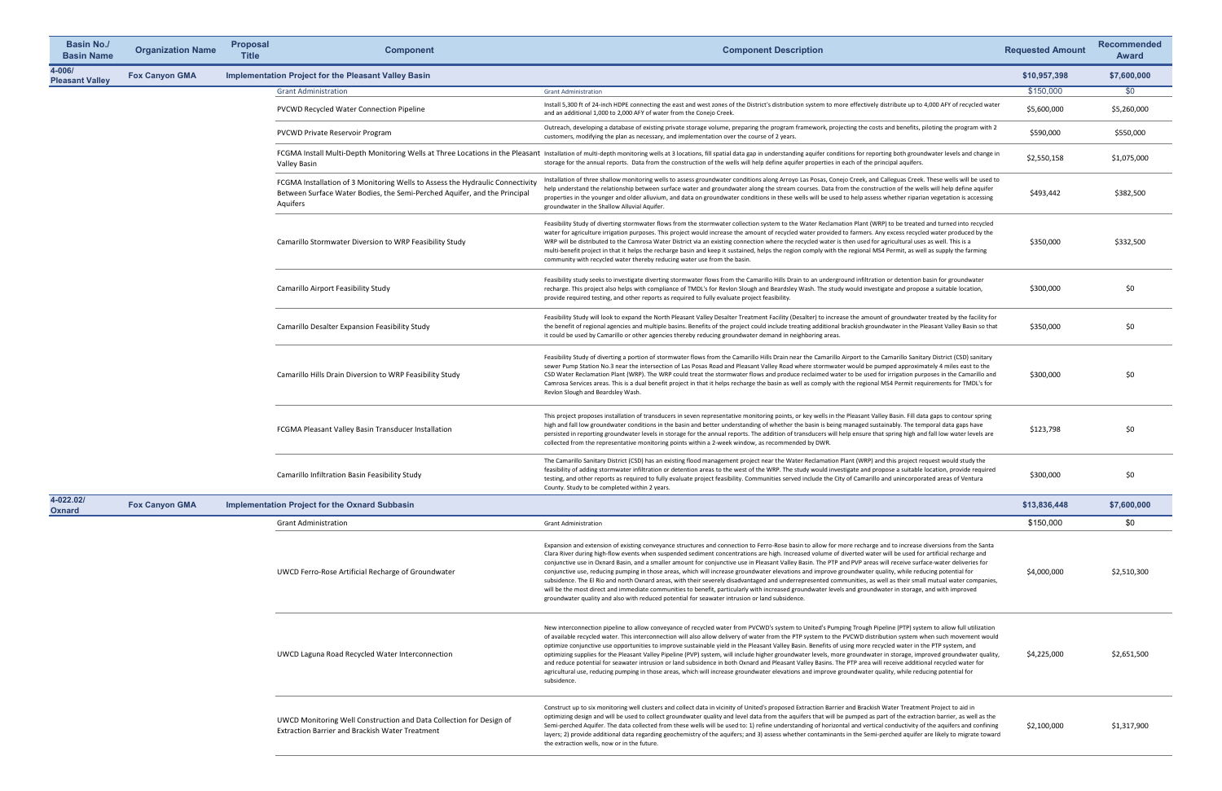| Basin No./ Basin Name | Organization Name | Proposal Title | Component | Component Description | Requested Amount | Recommended Award |
|---|---|---|---|---|---|---|
| 4-006/ Pleasant Valley | Fox Canyon GMA | Implementation Project for the Pleasant Valley Basin | | | $10,957,398 | $7,600,000 |
| | | | Grant Administration | Grant Administration | $150,000 | $0 |
| | | | PVCWD Recycled Water Connection Pipeline | Install 5,300 ft of 24-inch HDPE connecting the east and west zones of the District's distribution system to more effectively distribute up to 4,000 AFY of recycled water and an additional 1,000 to 2,000 AFY of water from the Conejo Creek. | $5,600,000 | $5,260,000 |
| | | | PVCWD Private Reservoir Program | Outreach, developing a database of existing private storage volume, preparing the program framework, projecting the costs and benefits, piloting the program with 2 customers, modifying the plan as necessary, and implementation over the course of 2 years. | $590,000 | $550,000 |
| | | | FCGMA Install Multi-Depth Monitoring Wells at Three Locations in the Pleasant Valley Basin | Installation of multi-depth monitoring wells at 3 locations, fill spatial data gap in understanding aquifer conditions for reporting both groundwater levels and change in storage for the annual reports. Data from the construction of the wells will help define aquifer properties in each of the principal aquifers. | $2,550,158 | $1,075,000 |
| | | | FCGMA Installation of 3 Monitoring Wells to Assess the Hydraulic Connectivity Between Surface Water Bodies, the Semi-Perched Aquifer, and the Principal Aquifers | Installation of three shallow monitoring wells to assess groundwater conditions along Arroyo Las Posas, Conejo Creek, and Calleguas Creek. These wells will be used to help understand the relationship between surface water and groundwater along the stream courses. Data from the construction of the wells will help define aquifer properties in the younger and older alluvium, and data on groundwater conditions in these wells will be used to help assess whether riparian vegetation is accessing groundwater in the Shallow Alluvial Aquifer. | $493,442 | $382,500 |
| | | | Camarillo Stormwater Diversion to WRP Feasibility Study | Feasibility Study of diverting stormwater flows from the stormwater collection system to the Water Reclamation Plant (WRP) to be treated and turned into recycled water for agriculture irrigation purposes. This project would increase the amount of recycled water provided to farmers. Any excess recycled water produced by the WRP will be distributed to the Camrosa Water District via an existing connection where the recycled water is then used for agricultural uses as well. This is a multi-benefit project in that it helps the recharge basin and keep it sustained, helps the region comply with the regional MS4 Permit, as well as supply the farming community with recycled water thereby reducing water use from the basin. | $350,000 | $332,500 |
| | | | Camarillo Airport Feasibility Study | Feasibility study seeks to investigate diverting stormwater flows from the Camarillo Hills Drain to an underground infiltration or detention basin for groundwater recharge. This project also helps with compliance of TMDL's for Revlon Slough and Beardsley Wash. The study would investigate and propose a suitable location, provide required testing, and other reports as required to fully evaluate project feasibility. | $300,000 | $0 |
| | | | Camarillo Desalter Expansion Feasibility Study | Feasibility Study will look to expand the North Pleasant Valley Desalter Treatment Facility (Desalter) to increase the amount of groundwater treated by the facility for the benefit of regional agencies and multiple basins. Benefits of the project could include treating additional brackish groundwater in the Pleasant Valley Basin so that it could be used by Camarillo or other agencies thereby reducing groundwater demand in neighboring areas. | $350,000 | $0 |
| | | | Camarillo Hills Drain Diversion to WRP Feasibility Study | Feasibility Study of diverting a portion of stormwater flows from the Camarillo Hills Drain near the Camarillo Airport to the Camarillo Sanitary District (CSD) sanitary sewer Pump Station No.3 near the intersection of Las Posas Road and Pleasant Valley Road where stormwater would be pumped approximately 4 miles east to the CSD Water Reclamation Plant (WRP). The WRP could treat the stormwater flows and produce reclaimed water to be used for irrigation purposes in the Camarillo and Camrosa Services areas. This is a dual benefit project in that it helps recharge the basin as well as comply with the regional MS4 Permit requirements for TMDL's for Revlon Slough and Beardsley Wash. | $300,000 | $0 |
| | | | FCGMA Pleasant Valley Basin Transducer Installation | This project proposes installation of transducers in seven representative monitoring points, or key wells in the Pleasant Valley Basin. Fill data gaps to contour spring high and fall low groundwater conditions in the basin and better understanding of whether the basin is being managed sustainably. The temporal data gaps have persisted in reporting groundwater levels in storage for the annual reports. The addition of transducers will help ensure that spring high and fall low water levels are collected from the representative monitoring points within a 2-week window, as recommended by DWR. | $123,798 | $0 |
| | | | Camarillo Infiltration Basin Feasibility Study | The Camarillo Sanitary District (CSD) has an existing flood management project near the Water Reclamation Plant (WRP) and this project request would study the feasibility of adding stormwater infiltration or detention areas to the west of the WRP. The study would investigate and propose a suitable location, provide required testing, and other reports as required to fully evaluate project feasibility. Communities served include the City of Camarillo and unincorporated areas of Ventura County. Study to be completed within 2 years. | $300,000 | $0 |
| 4-022.02/ Oxnard | Fox Canyon GMA | Implementation Project for the Oxnard Subbasin | | | $13,836,448 | $7,600,000 |
| | | | Grant Administration | Grant Administration | $150,000 | $0 |
| | | | UWCD Ferro-Rose Artificial Recharge of Groundwater | Expansion and extension of existing conveyance structures and connection to Ferro-Rose basin to allow for more recharge and to increase diversions from the Santa Clara River during high-flow events when suspended sediment concentrations are high. Increased volume of diverted water will be used for artificial recharge and conjunctive use in Oxnard Basin, and a smaller amount for conjunctive use in Pleasant Valley Basin. The PTP and PVP areas will receive surface-water deliveries for conjunctive use, reducing pumping in those areas, which will increase groundwater elevations and improve groundwater quality, while reducing potential for subsidence. The El Rio and north Oxnard areas, with their severely disadvantaged and underrepresented communities, as well as their small mutual water companies, will be the most direct and immediate communities to benefit, particularly with increased groundwater levels and groundwater in storage, and with improved groundwater quality and also with reduced potential for seawater intrusion or land subsidence. | $4,000,000 | $2,510,300 |
| | | | UWCD Laguna Road Recycled Water Interconnection | New interconnection pipeline to allow conveyance of recycled water from PVCWD's system to United's Pumping Trough Pipeline (PTP) system to allow full utilization of available recycled water. This interconnection will also allow delivery of water from the PTP system to the PVCWD distribution system when such movement would optimize conjunctive use opportunities to improve sustainable yield in the Pleasant Valley Basin. Benefits of using more recycled water in the PTP system, and optimizing supplies for the Pleasant Valley Pipeline (PVP) system, will include higher groundwater levels, more groundwater in storage, improved groundwater quality, and reduce potential for seawater intrusion or land subsidence in both Oxnard and Pleasant Valley Basins. The PTP area will receive additional recycled water for agricultural use, reducing pumping in those areas, which will increase groundwater elevations and improve groundwater quality, while reducing potential for subsidence. | $4,225,000 | $2,651,500 |
| | | | UWCD Monitoring Well Construction and Data Collection for Design of Extraction Barrier and Brackish Water Treatment | Construct up to six monitoring well clusters and collect data in vicinity of United's proposed Extraction Barrier and Brackish Water Treatment Project to aid in optimizing design and will be used to collect groundwater quality and level data from the aquifers that will be pumped as part of the extraction barrier, as well as the Semi-perched Aquifer. The data collected from these wells will be used to: 1) refine understanding of horizontal and vertical conductivity of the aquifers and confining layers; 2) provide additional data regarding geochemistry of the aquifers; and 3) assess whether contaminants in the Semi-perched aquifer are likely to migrate toward the extraction wells, now or in the future. | $2,100,000 | $1,317,900 |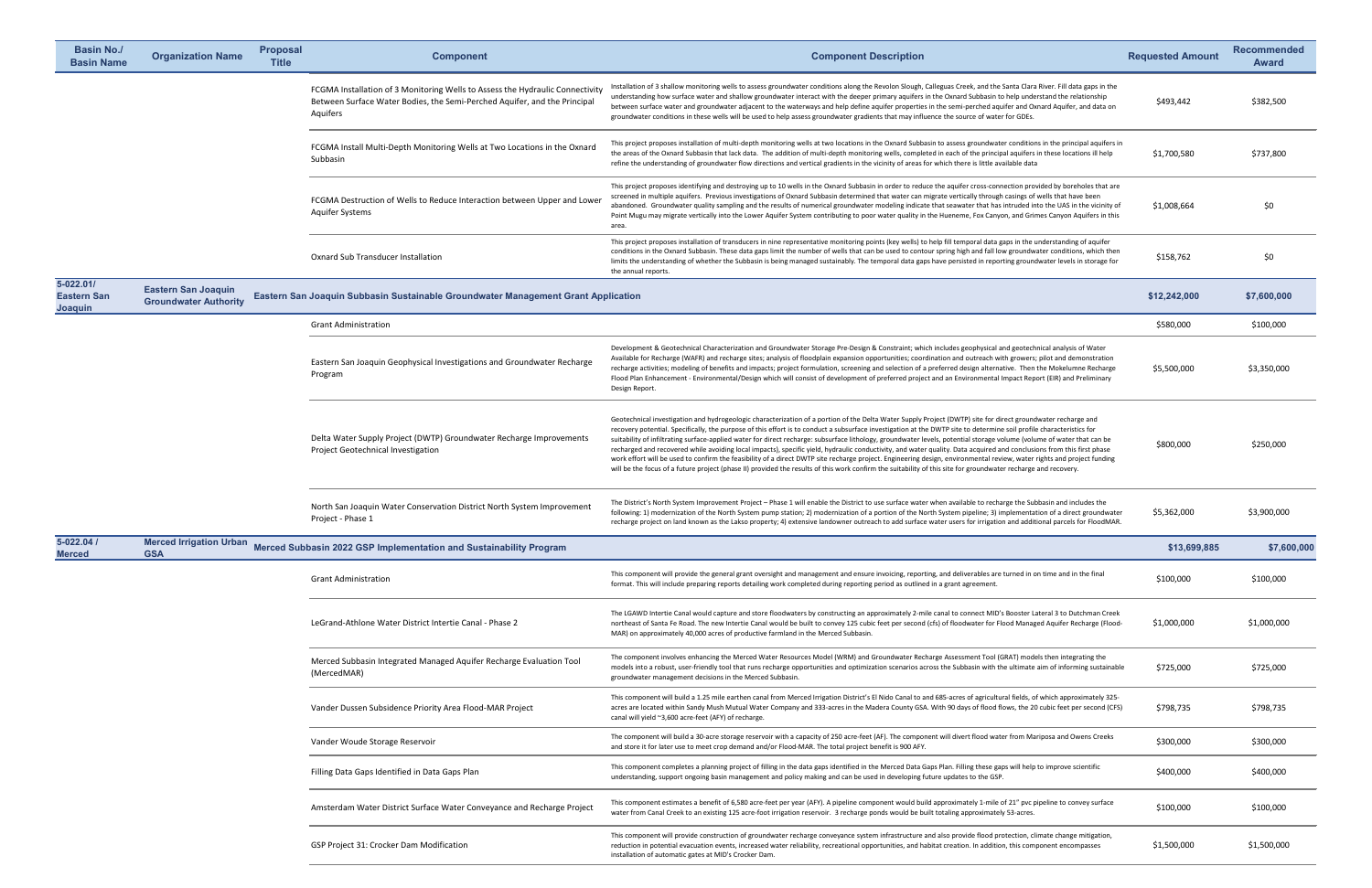| Basin No./ Basin Name | Organization Name | Proposal Title | Component | Component Description | Requested Amount | Recommended Award |
|---|---|---|---|---|---|---|
| | | | FCGMA Installation of 3 Monitoring Wells to Assess the Hydraulic Connectivity Between Surface Water Bodies, the Semi-Perched Aquifer, and the Principal Aquifers | Installation of 3 shallow monitoring wells to assess groundwater conditions along the Revolon Slough, Calleguas Creek, and the Santa Clara River. Fill data gaps in the understanding how surface water and shallow groundwater interact with the deeper primary aquifers in the Oxnard Subbasin to help understand the relationship between surface water and groundwater adjacent to the waterways and help define aquifer properties in the semi-perched aquifer and Oxnard Aquifer, and data on groundwater conditions in these wells will be used to help assess groundwater gradients that may influence the source of water for GDEs. | $493,442 | $382,500 |
| | | | FCGMA Install Multi-Depth Monitoring Wells at Two Locations in the Oxnard Subbasin | This project proposes installation of multi-depth monitoring wells at two locations in the Oxnard Subbasin to assess groundwater conditions in the principal aquifers in the areas of the Oxnard Subbasin that lack data. The addition of multi-depth monitoring wells, completed in each of the principal aquifers in these locations ill help refine the understanding of groundwater flow directions and vertical gradients in the vicinity of areas for which there is little available data | $1,700,580 | $737,800 |
| | | | FCGMA Destruction of Wells to Reduce Interaction between Upper and Lower Aquifer Systems | This project proposes identifying and destroying up to 10 wells in the Oxnard Subbasin in order to reduce the aquifer cross-connection provided by boreholes that are screened in multiple aquifers. Previous investigations of Oxnard Subbasin determined that water can migrate vertically through casings of wells that have been abandoned. Groundwater quality sampling and the results of numerical groundwater modeling indicate that seawater that has intruded into the UAS in the vicinity of Point Mugu may migrate vertically into the Lower Aquifer System contributing to poor water quality in the Hueneme, Fox Canyon, and Grimes Canyon Aquifers in this area. | $1,008,664 | $0 |
| | | | Oxnard Sub Transducer Installation | This project proposes installation of transducers in nine representative monitoring points (key wells) to help fill temporal data gaps in the understanding of aquifer conditions in the Oxnard Subbasin. These data gaps limit the number of wells that can be used to contour spring high and fall low groundwater conditions, which then limits the understanding of whether the Subbasin is being managed sustainably. The temporal data gaps have persisted in reporting groundwater levels in storage for the annual reports. | $158,762 | $0 |
| **5-022.01/ Eastern San Joaquin** | **Eastern San Joaquin Groundwater Authority** | **Eastern San Joaquin Subbasin Sustainable Groundwater Management Grant Application** | | | **$12,242,000** | **$7,600,000** |
| | | | Grant Administration | | $580,000 | $100,000 |
| | | | Eastern San Joaquin Geophysical Investigations and Groundwater Recharge Program | Development & Geotechnical Characterization and Groundwater Storage Pre-Design & Constraint; which includes geophysical and geotechnical analysis of Water Available for Recharge (WAFR) and recharge sites; analysis of floodplain expansion opportunities; coordination and outreach with growers; pilot and demonstration recharge activities; modeling of benefits and impacts; project formulation, screening and selection of a preferred design alternative. Then the Mokelumne Recharge Flood Plan Enhancement - Environmental/Design which will consist of development of preferred project and an Environmental Impact Report (EIR) and Preliminary Design Report. | $5,500,000 | $3,350,000 |
| | | | Delta Water Supply Project (DWTP) Groundwater Recharge Improvements Project Geotechnical Investigation | Geotechnical investigation and hydrogeologic characterization of a portion of the Delta Water Supply Project (DWTP) site for direct groundwater recharge and recovery potential. Specifically, the purpose of this effort is to conduct a subsurface investigation at the DWTP site to determine soil profile characteristics for suitability of infiltrating surface-applied water for direct recharge: subsurface lithology, groundwater levels, potential storage volume (volume of water that can be recharged and recovered while avoiding local impacts), specific yield, hydraulic conductivity, and water quality. Data acquired and conclusions from this first phase work effort will be used to confirm the feasibility of a direct DWTP site recharge project. Engineering design, environmental review, water rights and project funding will be the focus of a future project (phase II) provided the results of this work confirm the suitability of this site for groundwater recharge and recovery. | $800,000 | $250,000 |
| | | | North San Joaquin Water Conservation District North System Improvement Project - Phase 1 | The District's North System Improvement Project – Phase 1 will enable the District to use surface water when available to recharge the Subbasin and includes the following: 1) modernization of the North System pump station; 2) modernization of a portion of the North System pipeline; 3) implementation of a direct groundwater recharge project on land known as the Lakso property; 4) extensive landowner outreach to add surface water users for irrigation and additional parcels for FloodMAR. | $5,362,000 | $3,900,000 |
| **5-022.04 / Merced** | **Merced Irrigation Urban GSA** | **Merced Subbasin 2022 GSP Implementation and Sustainability Program** | | | **$13,699,885** | **$7,600,000** |
| | | | Grant Administration | This component will provide the general grant oversight and management and ensure invoicing, reporting, and deliverables are turned in on time and in the final format. This will include preparing reports detailing work completed during reporting period as outlined in a grant agreement. | $100,000 | $100,000 |
| | | | LeGrand-Athlone Water District Intertie Canal - Phase 2 | The LGAWD Intertie Canal would capture and store floodwaters by constructing an approximately 2-mile canal to connect MID's Booster Lateral 3 to Dutchman Creek northeast of Santa Fe Road. The new Intertie Canal would be built to convey 125 cubic feet per second (cfs) of floodwater for Flood Managed Aquifer Recharge (Flood-MAR) on approximately 40,000 acres of productive farmland in the Merced Subbasin. | $1,000,000 | $1,000,000 |
| | | | Merced Subbasin Integrated Managed Aquifer Recharge Evaluation Tool (MercedMAR) | The component involves enhancing the Merced Water Resources Model (WRM) and Groundwater Recharge Assessment Tool (GRAT) models then integrating the models into a robust, user-friendly tool that runs recharge opportunities and optimization scenarios across the Subbasin with the ultimate aim of informing sustainable groundwater management decisions in the Merced Subbasin. | $725,000 | $725,000 |
| | | | Vander Dussen Subsidence Priority Area Flood-MAR Project | This component will build a 1.25 mile earthen canal from Merced Irrigation District's El Nido Canal to and 685-acres of agricultural fields, of which approximately 325-acres are located within Sandy Mush Mutual Water Company and 333-acres in the Madera County GSA. With 90 days of flood flows, the 20 cubic feet per second (CFS) canal will yield ~3,600 acre-feet (AFY) of recharge. | $798,735 | $798,735 |
| | | | Vander Woude Storage Reservoir | The component will build a 30-acre storage reservoir with a capacity of 250 acre-feet (AF). The component will divert flood water from Mariposa and Owens Creeks and store it for later use to meet crop demand and/or Flood-MAR. The total project benefit is 900 AFY. | $300,000 | $300,000 |
| | | | Filling Data Gaps Identified in Data Gaps Plan | This component completes a planning project of filling in the data gaps identified in the Merced Data Gaps Plan. Filling these gaps will help to improve scientific understanding, support ongoing basin management and policy making and can be used in developing future updates to the GSP. | $400,000 | $400,000 |
| | | | Amsterdam Water District Surface Water Conveyance and Recharge Project | This component estimates a benefit of 6,580 acre-feet per year (AFY). A pipeline component would build approximately 1-mile of 21" pvc pipeline to convey surface water from Canal Creek to an existing 125 acre-foot irrigation reservoir. 3 recharge ponds would be built totaling approximately 53-acres. | $100,000 | $100,000 |
| | | | GSP Project 31: Crocker Dam Modification | This component will provide construction of groundwater recharge conveyance system infrastructure and also provide flood protection, climate change mitigation, reduction in potential evacuation events, increased water reliability, recreational opportunities, and habitat creation. In addition, this component encompasses installation of automatic gates at MID's Crocker Dam. | $1,500,000 | $1,500,000 |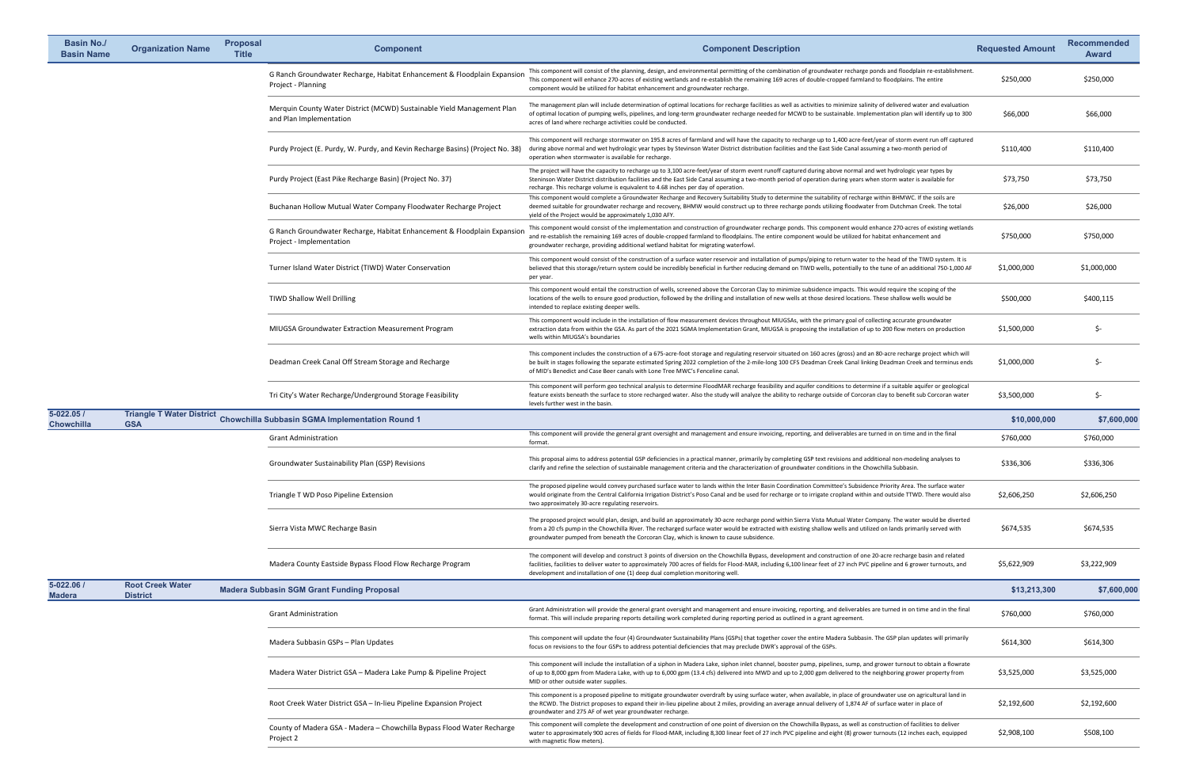| Basin No./ Basin Name | Organization Name | Proposal Title | Component | Component Description | Requested Amount | Recommended Award |
|---|---|---|---|---|---|---|
| | | | G Ranch Groundwater Recharge, Habitat Enhancement & Floodplain Expansion Project - Planning | This component will consist of the planning, design, and environmental permitting of the combination of groundwater recharge ponds and floodplain re-establishment. This component will enhance 270-acres of existing wetlands and re-establish the remaining 169 acres of double-cropped farmland to floodplains. The entire component would be utilized for habitat enhancement and groundwater recharge. | $250,000 | $250,000 |
| | | | Merquin County Water District (MCWD) Sustainable Yield Management Plan and Plan Implementation | The management plan will include determination of optimal locations for recharge facilities as well as activities to minimize salinity of delivered water and evaluation of optimal location of pumping wells, pipelines, and long-term groundwater recharge needed for MCWD to be sustainable. Implementation plan will identify up to 300 acres of land where recharge activities could be conducted. | $66,000 | $66,000 |
| | | | Purdy Project (E. Purdy, W. Purdy, and Kevin Recharge Basins) (Project No. 38) | This component will recharge stormwater on 195.8 acres of farmland and will have the capacity to recharge up to 1,400 acre-feet/year of storm event run off captured during above normal and wet hydrologic year types by Stevinson Water District distribution facilities and the East Side Canal assuming a two-month period of operation when stormwater is available for recharge. | $110,400 | $110,400 |
| | | | Purdy Project (East Pike Recharge Basin) (Project No. 37) | The project will have the capacity to recharge up to 3,100 acre-feet/year of storm event runoff captured during above normal and wet hydrologic year types by Steninson Water District distribution facilities and the East Side Canal assuming a two-month period of operation during years when storm water is available for recharge. This recharge volume is equivalent to 4.68 inches per day of operation. | $73,750 | $73,750 |
| | | | Buchanan Hollow Mutual Water Company Floodwater Recharge Project | This component would complete a Groundwater Recharge and Recovery Suitability Study to determine the suitability of recharge within BHMWC. If the soils are deemed suitable for groundwater recharge and recovery, BHMW would construct up to three recharge ponds utilizing floodwater from Dutchman Creek. The total yield of the Project would be approximately 1,030 AFY. | $26,000 | $26,000 |
| | | | G Ranch Groundwater Recharge, Habitat Enhancement & Floodplain Expansion Project - Implementation | This component would consist of the implementation and construction of groundwater recharge ponds. This component would enhance 270-acres of existing wetlands and re-establish the remaining 169 acres of double-cropped farmland to floodplains. The entire component would be utilized for habitat enhancement and groundwater recharge, providing additional wetland habitat for migrating waterfowl. | $750,000 | $750,000 |
| | | | Turner Island Water District (TIWD) Water Conservation | This component would consist of the construction of a surface water reservoir and installation of pumps/piping to return water to the head of the TIWD system. It is believed that this storage/return system could be incredibly beneficial in further reducing demand on TIWD wells, potentially to the tune of an additional 750-1,000 AF per year. | $1,000,000 | $1,000,000 |
| | | | TIWD Shallow Well Drilling | This component would entail the construction of wells, screened above the Corcoran Clay to minimize subsidence impacts. This would require the scoping of the locations of the wells to ensure good production, followed by the drilling and installation of new wells at those desired locations. These shallow wells would be intended to replace existing deeper wells. | $500,000 | $400,115 |
| | | | MIUGSA Groundwater Extraction Measurement Program | This component would include in the installation of flow measurement devices throughout MIUGSAs, with the primary goal of collecting accurate groundwater extraction data from within the GSA. As part of the 2021 SGMA Implementation Grant, MIUGSA is proposing the installation of up to 200 flow meters on production wells within MIUGSA's boundaries | $1,500,000 | $- |
| | | | Deadman Creek Canal Off Stream Storage and Recharge | This component includes the construction of a 675-acre-foot storage and regulating reservoir situated on 160 acres (gross) and an 80-acre recharge project which will be built in stages following the separate estimated Spring 2022 completion of the 2-mile-long 100 CFS Deadman Creek Canal linking Deadman Creek and terminus ends of MID's Benedict and Case Beer canals with Lone Tree MWC's Fenceline canal. | $1,000,000 | $- |
| | | | Tri City's Water Recharge/Underground Storage Feasibility | This component will perform geo technical analysis to determine FloodMAR recharge feasibility and aquifer conditions to determine if a suitable aquifer or geological feature exists beneath the surface to store recharged water. Also the study will analyze the ability to recharge outside of Corcoran clay to benefit sub Corcoran water levels further west in the basin. | $3,500,000 | $- |
| **5-022.05 / Chowchilla** | **Triangle T Water District GSA** | **Chowchilla Subbasin SGMA Implementation Round 1** | | | **$10,000,000** | **$7,600,000** |
| | | | Grant Administration | This component will provide the general grant oversight and management and ensure invoicing, reporting, and deliverables are turned in on time and in the final format. | $760,000 | $760,000 |
| | | | Groundwater Sustainability Plan (GSP) Revisions | This proposal aims to address potential GSP deficiencies in a practical manner, primarily by completing GSP text revisions and additional non-modeling analyses to clarify and refine the selection of sustainable management criteria and the characterization of groundwater conditions in the Chowchilla Subbasin. | $336,306 | $336,306 |
| | | | Triangle T WD Poso Pipeline Extension | The proposed pipeline would convey purchased surface water to lands within the Inter Basin Coordination Committee's Subsidence Priority Area. The surface water would originate from the Central California Irrigation District's Poso Canal and be used for recharge or to irrigate cropland within and outside TTWD. There would also two approximately 30-acre regulating reservoirs. | $2,606,250 | $2,606,250 |
| | | | Sierra Vista MWC Recharge Basin | The proposed project would plan, design, and build an approximately 30-acre recharge pond within Sierra Vista Mutual Water Company. The water would be diverted from a 20 cfs pump in the Chowchilla River. The recharged surface water would be extracted with existing shallow wells and utilized on lands primarily served with groundwater pumped from beneath the Corcoran Clay, which is known to cause subsidence. | $674,535 | $674,535 |
| | | | Madera County Eastside Bypass Flood Flow Recharge Program | The component will develop and construct 3 points of diversion on the Chowchilla Bypass, development and construction of one 20-acre recharge basin and related facilities, facilities to deliver water to approximately 700 acres of fields for Flood-MAR, including 6,100 linear feet of 27 inch PVC pipeline and 6 grower turnouts, and development and installation of one (1) deep dual completion monitoring well. | $5,622,909 | $3,222,909 |
| **5-022.06 / Madera** | **Root Creek Water District** | **Madera Subbasin SGM Grant Funding Proposal** | | | **$13,213,300** | **$7,600,000** |
| | | | Grant Administration | Grant Administration will provide the general grant oversight and management and ensure invoicing, reporting, and deliverables are turned in on time and in the final format. This will include preparing reports detailing work completed during reporting period as outlined in a grant agreement. | $760,000 | $760,000 |
| | | | Madera Subbasin GSPs – Plan Updates | This component will update the four (4) Groundwater Sustainability Plans (GSPs) that together cover the entire Madera Subbasin. The GSP plan updates will primarily focus on revisions to the four GSPs to address potential deficiencies that may preclude DWR's approval of the GSPs. | $614,300 | $614,300 |
| | | | Madera Water District GSA – Madera Lake Pump & Pipeline Project | This component will include the installation of a siphon in Madera Lake, siphon inlet channel, booster pump, pipelines, sump, and grower turnout to obtain a flowrate of up to 8,000 gpm from Madera Lake, with up to 6,000 gpm (13.4 cfs) delivered into MWD and up to 2,000 gpm delivered to the neighboring grower property from MID or other outside water supplies. | $3,525,000 | $3,525,000 |
| | | | Root Creek Water District GSA – In-lieu Pipeline Expansion Project | This component is a proposed pipeline to mitigate groundwater overdraft by using surface water, when available, in place of groundwater use on agricultural land in the RCWD. The District proposes to expand their in-lieu pipeline about 2 miles, providing an average annual delivery of 1,874 AF of surface water in place of groundwater and 275 AF of wet year groundwater recharge. | $2,192,600 | $2,192,600 |
| | | | County of Madera GSA - Madera – Chowchilla Bypass Flood Water Recharge Project 2 | This component will complete the development and construction of one point of diversion on the Chowchilla Bypass, as well as construction of facilities to deliver water to approximately 900 acres of fields for Flood-MAR, including 8,300 linear feet of 27 inch PVC pipeline and eight (8) grower turnouts (12 inches each, equipped with magnetic flow meters). | $2,908,100 | $508,100 |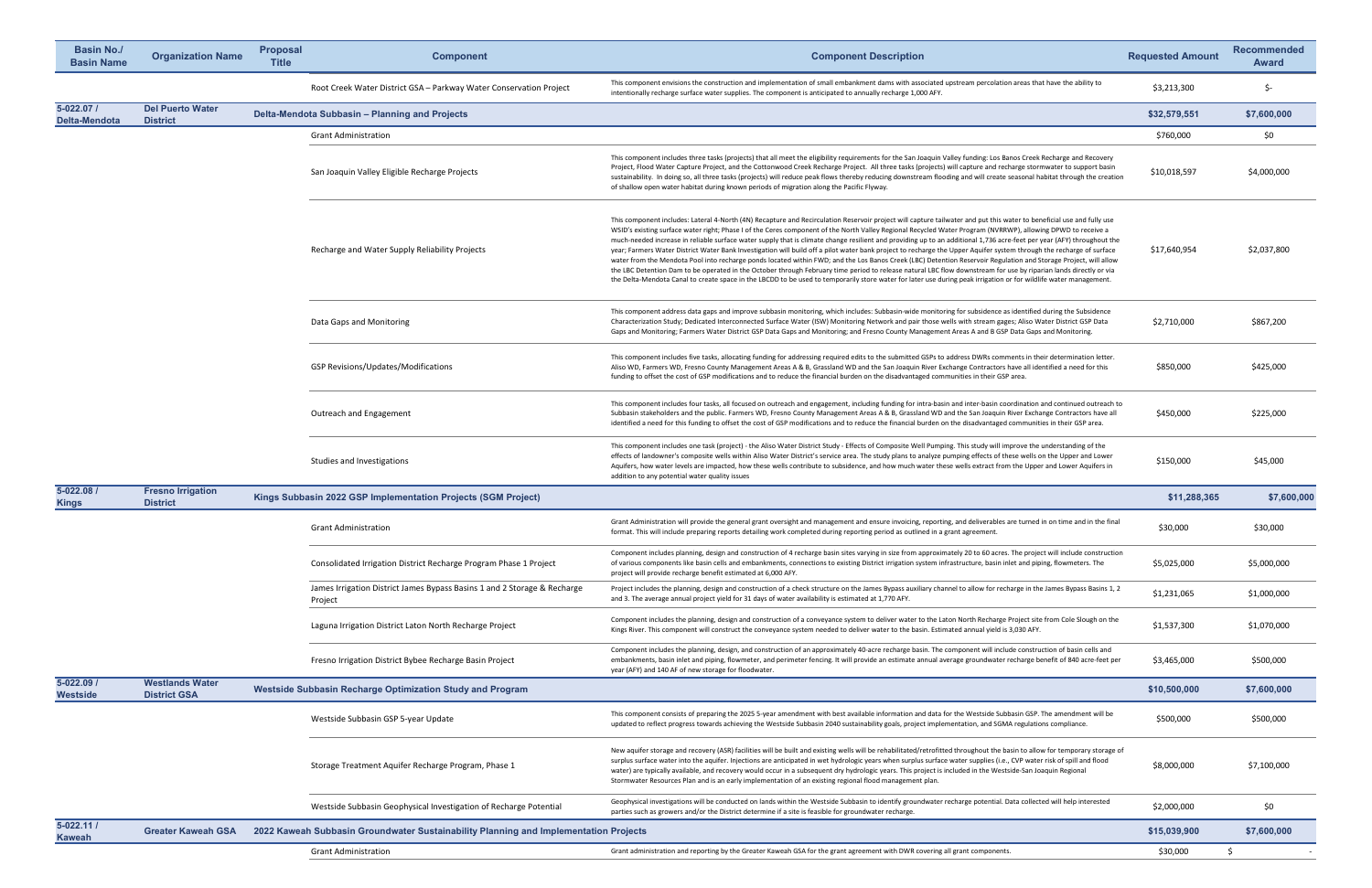| Basin No./ Basin Name | Organization Name | Proposal Title | Component | Component Description | Requested Amount | Recommended Award |
|---|---|---|---|---|---|---|
| | | | Root Creek Water District GSA – Parkway Water Conservation Project | This component envisions the construction and implementation of small embankment dams with associated upstream percolation areas that have the ability to intentionally recharge surface water supplies. The component is anticipated to annually recharge 1,000 AFY. | $3,213,300 | $- |
| **5-022.07 / Delta-Mendota** | **Del Puerto Water District** | **Delta-Mendota Subbasin – Planning and Projects** | | | **$32,579,551** | **$7,600,000** |
| | | | Grant Administration | | $760,000 | $0 |
| | | | San Joaquin Valley Eligible Recharge Projects | This component includes three tasks (projects) that all meet the eligibility requirements for the San Joaquin Valley funding: Los Banos Creek Recharge and Recovery Project, Flood Water Capture Project, and the Cottonwood Creek Recharge Project. All three tasks (projects) will capture and recharge stormwater to support basin sustainability. In doing so, all three tasks (projects) will reduce peak flows thereby reducing downstream flooding and will create seasonal habitat through the creation of shallow open water habitat during known periods of migration along the Pacific Flyway. | $10,018,597 | $4,000,000 |
| | | | Recharge and Water Supply Reliability Projects | This component includes: Lateral 4-North (4N) Recapture and Recirculation Reservoir project will capture tailwater and put this water to beneficial use and fully use WSID's existing surface water right; Phase I of the Ceres component of the North Valley Regional Recycled Water Program (NVRRWP), allowing DPWD to receive a much-needed increase in reliable surface water supply that is climate change resilient and providing up to an additional 1,736 acre-feet per year (AFY) throughout the year; Farmers Water District Water Bank Investigation will build off a pilot water bank project to recharge the Upper Aquifer system through the recharge of surface water from the Mendota Pool into recharge ponds located within FWD; and the Los Banos Creek (LBC) Detention Reservoir Regulation and Storage Project, will allow the LBC Detention Dam to be operated in the October through February time period to release natural LBC flow downstream for use by riparian lands directly or via the Delta-Mendota Canal to create space in the LBCDD to be used to temporarily store water for later use during peak irrigation or for wildlife water management. | $17,640,954 | $2,037,800 |
| | | | Data Gaps and Monitoring | This component address data gaps and improve subbasin monitoring, which includes: Subbasin-wide monitoring for subsidence as identified during the Subsidence Characterization Study; Dedicated Interconnected Surface Water (ISW) Monitoring Network and pair those wells with stream gages; Aliso Water District GSP Data Gaps and Monitoring; Farmers Water District GSP Data Gaps and Monitoring; and Fresno County Management Areas A and B GSP Data Gaps and Monitoring. | $2,710,000 | $867,200 |
| | | | GSP Revisions/Updates/Modifications | This component includes five tasks, allocating funding for addressing required edits to the submitted GSPs to address DWRs comments in their determination letter. Aliso WD, Farmers WD, Fresno County Management Areas A & B, Grassland WD and the San Joaquin River Exchange Contractors have all identified a need for this funding to offset the cost of GSP modifications and to reduce the financial burden on the disadvantaged communities in their GSP area. | $850,000 | $425,000 |
| | | | Outreach and Engagement | This component includes four tasks, all focused on outreach and engagement, including funding for intra-basin and inter-basin coordination and continued outreach to Subbasin stakeholders and the public. Farmers WD, Fresno County Management Areas A & B, Grassland WD and the San Joaquin River Exchange Contractors have all identified a need for this funding to offset the cost of GSP modifications and to reduce the financial burden on the disadvantaged communities in their GSP area. | $450,000 | $225,000 |
| | | | Studies and Investigations | This component includes one task (project) - the Aliso Water District Study - Effects of Composite Well Pumping. This study will improve the understanding of the effects of landowner's composite wells within Aliso Water District's service area. The study plans to analyze pumping effects of these wells on the Upper and Lower Aquifers, how water levels are impacted, how these wells contribute to subsidence, and how much water these wells extract from the Upper and Lower Aquifers in addition to any potential water quality issues | $150,000 | $45,000 |
| **5-022.08 / Kings** | **Fresno Irrigation District** | **Kings Subbasin 2022 GSP Implementation Projects (SGM Project)** | | | **$11,288,365** | **$7,600,000** |
| | | | Grant Administration | Grant Administration will provide the general grant oversight and management and ensure invoicing, reporting, and deliverables are turned in on time and in the final format. This will include preparing reports detailing work completed during reporting period as outlined in a grant agreement. | $30,000 | $30,000 |
| | | | Consolidated Irrigation District Recharge Program Phase 1 Project | Component includes planning, design and construction of 4 recharge basin sites varying in size from approximately 20 to 60 acres. The project will include construction of various components like basin cells and embankments, connections to existing District irrigation system infrastructure, basin inlet and piping, flowmeters. The project will provide recharge benefit estimated at 6,000 AFY. | $5,025,000 | $5,000,000 |
| | | | James Irrigation District James Bypass Basins 1 and 2 Storage & Recharge Project | Project includes the planning, design and construction of a check structure on the James Bypass auxiliary channel to allow for recharge in the James Bypass Basins 1, 2 and 3. The average annual project yield for 31 days of water availability is estimated at 1,770 AFY. | $1,231,065 | $1,000,000 |
| | | | Laguna Irrigation District Laton North Recharge Project | Component includes the planning, design and construction of a conveyance system to deliver water to the Laton North Recharge Project site from Cole Slough on the Kings River. This component will construct the conveyance system needed to deliver water to the basin. Estimated annual yield is 3,030 AFY. | $1,537,300 | $1,070,000 |
| | | | Fresno Irrigation District Bybee Recharge Basin Project | Component includes the planning, design, and construction of an approximately 40-acre recharge basin. The component will include construction of basin cells and embankments, basin inlet and piping, flowmeter, and perimeter fencing. It will provide an estimate annual average groundwater recharge benefit of 840 acre-feet per year (AFY) and 140 AF of new storage for floodwater. | $3,465,000 | $500,000 |
| **5-022.09 / Westside** | **Westlands Water District GSA** | **Westside Subbasin Recharge Optimization Study and Program** | | | **$10,500,000** | **$7,600,000** |
| | | | Westside Subbasin GSP 5-year Update | This component consists of preparing the 2025 5-year amendment with best available information and data for the Westside Subbasin GSP. The amendment will be updated to reflect progress towards achieving the Westside Subbasin 2040 sustainability goals, project implementation, and SGMA regulations compliance. | $500,000 | $500,000 |
| | | | Storage Treatment Aquifer Recharge Program, Phase 1 | New aquifer storage and recovery (ASR) facilities will be built and existing wells will be rehabilitated/retrofitted throughout the basin to allow for temporary storage of surplus surface water into the aquifer. Injections are anticipated in wet hydrologic years when surplus surface water supplies (i.e., CVP water risk of spill and flood water) are typically available, and recovery would occur in a subsequent dry hydrologic years. This project is included in the Westside-San Joaquin Regional Stormwater Resources Plan and is an early implementation of an existing regional flood management plan. | $8,000,000 | $7,100,000 |
| | | | Westside Subbasin Geophysical Investigation of Recharge Potential | Geophysical investigations will be conducted on lands within the Westside Subbasin to identify groundwater recharge potential. Data collected will help interested parties such as growers and/or the District determine if a site is feasible for groundwater recharge. | $2,000,000 | $0 |
| **5-022.11 / Kaweah** | **Greater Kaweah GSA** | **2022 Kaweah Subbasin Groundwater Sustainability Planning and Implementation Projects** | | | **$15,039,900** | **$7,600,000** |
| | | | Grant Administration | Grant administration and reporting by the Greater Kaweah GSA for the grant agreement with DWR covering all grant components. | $30,000 | $ - |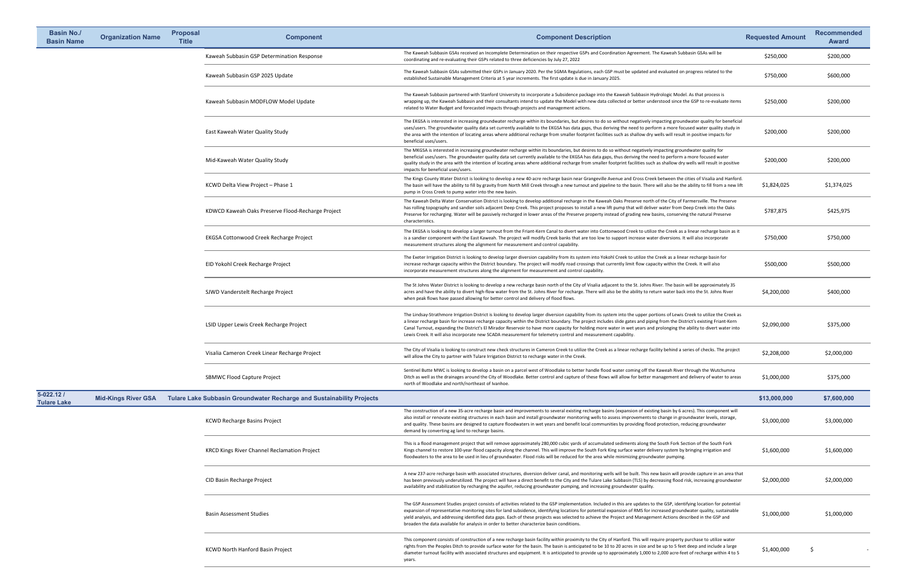| Basin No./ Basin Name | Organization Name | Proposal Title | Component | Component Description | Requested Amount | Recommended Award |
|---|---|---|---|---|---|---|
| | | | Kaweah Subbasin GSP Determination Response | The Kaweah Subbasin GSAs received an Incomplete Determination on their respective GSPs and Coordination Agreement. The Kaweah Subbasin GSAs will be coordinating and re-evaluating their GSPs related to three deficiencies by July 27, 2022 | $250,000 | $200,000 |
| | | | Kaweah Subbasin GSP 2025 Update | The Kaweah Subbasin GSAs submitted their GSPs in January 2020. Per the SGMA Regulations, each GSP must be updated and evaluated on progress related to the established Sustainable Management Criteria at 5 year increments. The first update is due in January 2025. | $750,000 | $600,000 |
| | | | Kaweah Subbasin MODFLOW Model Update | The Kaweah Subbasin partnered with Stanford University to incorporate a Subsidence package into the Kaweah Subbasin Hydrologic Model. As that process is wrapping up, the Kaweah Subbasin and their consultants intend to update the Model with new data collected or better understood since the GSP to re-evaluate items related to Water Budget and forecasted impacts through projects and management actions. | $250,000 | $200,000 |
| | | | East Kaweah Water Quality Study | The EKGSA is interested in increasing groundwater recharge within its boundaries, but desires to do so without negatively impacting groundwater quality for beneficial uses/users. The groundwater quality data set currently available to the EKGSA has data gaps, thus deriving the need to perform a more focused water quality study in the area with the intention of locating areas where additional recharge from smaller footprint facilities such as shallow dry wells will result in positive impacts for beneficial uses/users. | $200,000 | $200,000 |
| | | | Mid-Kaweah Water Quality Study | The MKGSA is interested in increasing groundwater recharge within its boundaries, but desires to do so without negatively impacting groundwater quality for beneficial uses/users. The groundwater quality data set currently available to the EKGSA has data gaps, thus deriving the need to perform a more focused water quality study in the area with the intention of locating areas where additional recharge from smaller footprint facilities such as shallow dry wells will result in positive impacts for beneficial uses/users. | $200,000 | $200,000 |
| | | | KCWD Delta View Project – Phase 1 | The Kings County Water District is looking to develop a new 40-acre recharge basin near Grangeville Avenue and Cross Creek between the cities of Visalia and Hanford. The basin will have the ability to fill by gravity from North Mill Creek through a new turnout and pipeline to the basin. There will also be the ability to fill from a new lift pump in Cross Creek to pump water into the new basin. | $1,824,025 | $1,374,025 |
| | | | KDWCD Kaweah Oaks Preserve Flood-Recharge Project | The Kaweah Delta Water Conservation District is looking to develop additional recharge in the Kaweah Oaks Preserve north of the City of Farmersville. The Preserve has rolling topography and sandier soils adjacent Deep Creek. This project proposes to install a new lift pump that will deliver water from Deep Creek into the Oaks Preserve for recharging. Water will be passively recharged in lower areas of the Preserve property instead of grading new basins, conserving the natural Preserve characteristics. | $787,875 | $425,975 |
| | | | EKGSA Cottonwood Creek Recharge Project | The EKGSA is looking to develop a larger turnout from the Friant-Kern Canal to divert water into Cottonwood Creek to utilize the Creek as a linear recharge basin as it is a sandier component with the East Kaweah. The project will modify Creek banks that are too low to support increase water diversions. It will also incorporate measurement structures along the alignment for measurement and control capability. | $750,000 | $750,000 |
| | | | EID Yokohl Creek Recharge Project | The Exeter Irrigation District is looking to develop larger diversion capability from its system into Yokohl Creek to utilize the Creek as a linear recharge basin for increase recharge capacity within the District boundary. The project will modify road crossings that currently limit flow capacity within the Creek. It will also incorporate measurement structures along the alignment for measurement and control capability. | $500,000 | $500,000 |
| | | | SJWD Vanderstelt Recharge Project | The St Johns Water District is looking to develop a new recharge basin north of the City of Visalia adjacent to the St. Johns River. The basin will be approximately 35 acres and have the ability to divert high-flow water from the St. Johns River for recharge. There will also be the ability to return water back into the St. Johns River when peak flows have passed allowing for better control and delivery of flood flows. | $4,200,000 | $400,000 |
| | | | LSID Upper Lewis Creek Recharge Project | The Lindsay-Strathmore Irrigation District is looking to develop larger diversion capability from its system into the upper portions of Lewis Creek to utilize the Creek as a linear recharge basin for increase recharge capacity within the District boundary. The project includes slide gates and piping from the District's existing Friant-Kern Canal Turnout, expanding the District's El Mirador Reservoir to have more capacity for holding more water in wet years and prolonging the ability to divert water into Lewis Creek. It will also incorporate new SCADA measurement for telemetry control and measurement capability. | $2,090,000 | $375,000 |
| | | | Visalia Cameron Creek Linear Recharge Project | The City of Visalia is looking to construct new check structures in Cameron Creek to utilize the Creek as a linear recharge facility behind a series of checks. The project will allow the City to partner with Tulare Irrigation District to recharge water in the Creek. | $2,208,000 | $2,000,000 |
| | | | SBMWC Flood Capture Project | Sentinel Butte MWC is looking to develop a basin on a parcel west of Woodlake to better handle flood water coming off the Kaweah River through the Wutchumna Ditch as well as the drainages around the City of Woodlake. Better control and capture of these flows will allow for better management and delivery of water to areas north of Woodlake and north/northeast of Ivanhoe. | $1,000,000 | $375,000 |
| **5-022.12 / Tulare Lake** | **Mid-Kings River GSA** | **Tulare Lake Subbasin Groundwater Recharge and Sustainability Projects** | | | **$13,000,000** | **$7,600,000** |
| | | | KCWD Recharge Basins Project | The construction of a new 35-acre recharge basin and improvements to several existing recharge basins (expansion of existing basin by 6 acres). This component will also install or renovate existing structures in each basin and install groundwater monitoring wells to assess improvements to change in groundwater levels, storage, and quality. These basins are designed to capture floodwaters in wet years and benefit local communities by providing flood protection, reducing groundwater demand by converting ag land to recharge basins. | $3,000,000 | $3,000,000 |
| | | | KRCD Kings River Channel Reclamation Project | This is a flood management project that will remove approximately 280,000 cubic yards of accumulated sediments along the South Fork Section of the South Fork Kings channel to restore 100-year flood capacity along the channel. This will improve the South Fork King surface water delivery system by bringing irrigation and floodwaters to the area to be used in lieu of groundwater. Flood risks will be reduced for the area while minimizing groundwater pumping. | $1,600,000 | $1,600,000 |
| | | | CID Basin Recharge Project | A new 237-acre recharge basin with associated structures, diversion deliver canal, and monitoring wells will be built. This new basin will provide capture in an area that has been previously underutilized. The project will have a direct benefit to the City and the Tulare Lake Subbasin (TLS) by decreasing flood risk, increasing groundwater availability and stabilization by recharging the aquifer, reducing groundwater pumping, and increasing groundwater quality. | $2,000,000 | $2,000,000 |
| | | | Basin Assessment Studies | The GSP Assessment Studies project consists of activities related to the GSP implementation. Included in this are updates to the GSP, identifying location for potential expansion of representative monitoring sites for land subsidence, identifying locations for potential expansion of RMS for increased groundwater quality, sustainable yield analysis, and addressing identified data gaps. Each of these projects was selected to achieve the Project and Management Actions described in the GSP and broaden the data available for analysis in order to better characterize basin conditions. | $1,000,000 | $1,000,000 |
| | | | KCWD North Hanford Basin Project | This component consists of construction of a new recharge basin facility within proximity to the City of Hanford. This will require property purchase to utilize water rights from the Peoples Ditch to provide surface water for the basin. The basin is anticipated to be 10 to 20 acres in size and be up to 5 feet deep and include a large diameter turnout facility with associated structures and equipment. It is anticipated to provide up to approximately 1,000 to 2,000 acre-feet of recharge within 4 to 5 years. | $1,400,000 | $ - |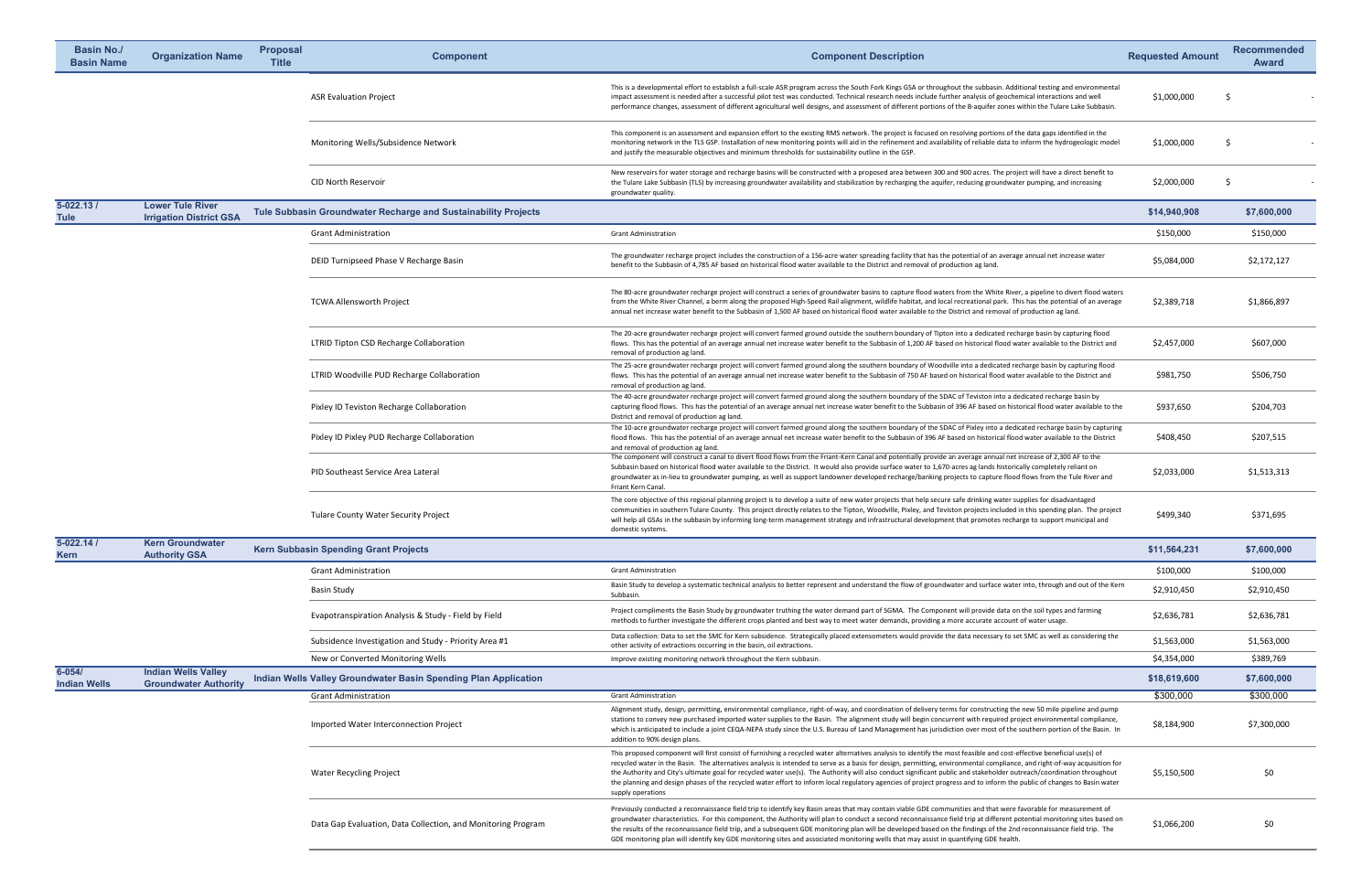| Basin No./ Basin Name | Organization Name | Proposal Title | Component | Component Description | Requested Amount | Recommended Award |
|---|---|---|---|---|---|---|
| | | | ASR Evaluation Project | This is a developmental effort to establish a full-scale ASR program across the South Fork Kings GSA or throughout the subbasin. Additional testing and environmental impact assessment is needed after a successful pilot test was conducted. Technical research needs include further analysis of geochemical interactions and well performance changes, assessment of different agricultural well designs, and assessment of different portions of the B-aquifer zones within the Tulare Lake Subbasin. | $1,000,000 | $ - |
| | | | Monitoring Wells/Subsidence Network | This component is an assessment and expansion effort to the existing RMS network. The project is focused on resolving portions of the data gaps identified in the monitoring network in the TLS GSP. Installation of new monitoring points will aid in the refinement and availability of reliable data to inform the hydrogeologic model and justify the measurable objectives and minimum thresholds for sustainability outline in the GSP. | $1,000,000 | $ - |
| | | | CID North Reservoir | New reservoirs for water storage and recharge basins will be constructed with a proposed area between 300 and 900 acres. The project will have a direct benefit to the Tulare Lake Subbasin (TLS) by increasing groundwater availability and stabilization by recharging the aquifer, reducing groundwater pumping, and increasing groundwater quality. | $2,000,000 | $ - |
| **5-022.13 / Tule** | **Lower Tule River Irrigation District GSA** | **Tule Subbasin Groundwater Recharge and Sustainability Projects** | | | **$14,940,908** | **$7,600,000** |
| | | | Grant Administration | Grant Administration | $150,000 | $150,000 |
| | | | DEID Turnipseed Phase V Recharge Basin | The groundwater recharge project includes the construction of a 156-acre water spreading facility that has the potential of an average annual net increase water benefit to the Subbasin of 4,785 AF based on historical flood water available to the District and removal of production ag land. | $5,084,000 | $2,172,127 |
| | | | TCWA Allensworth Project | The 80-acre groundwater recharge project will construct a series of groundwater basins to capture flood waters from the White River, a pipeline to divert flood waters from the White River Channel, a berm along the proposed High-Speed Rail alignment, wildlife habitat, and local recreational park. This has the potential of an average annual net increase water benefit to the Subbasin of 1,500 AF based on historical flood water available to the District and removal of production ag land. | $2,389,718 | $1,866,897 |
| | | | LTRID Tipton CSD Recharge Collaboration | The 20-acre groundwater recharge project will convert farmed ground outside the southern boundary of Tipton into a dedicated recharge basin by capturing flood flows. This has the potential of an average annual net increase water benefit to the Subbasin of 1,200 AF based on historical flood water available to the District and removal of production ag land. | $2,457,000 | $607,000 |
| | | | LTRID Woodville PUD Recharge Collaboration | The 25-acre groundwater recharge project will convert farmed ground along the southern boundary of Woodville into a dedicated recharge basin by capturing flood flows. This has the potential of an average annual net increase water benefit to the Subbasin of 750 AF based on historical flood water available to the District and removal of production ag land. | $981,750 | $506,750 |
| | | | Pixley ID Teviston Recharge Collaboration | The 40-acre groundwater recharge project will convert farmed ground along the southern boundary of the SDAC of Teviston into a dedicated recharge basin by capturing flood flows. This has the potential of an average annual net increase water benefit to the Subbasin of 396 AF based on historical flood water available to the District and removal of production ag land. | $937,650 | $204,703 |
| | | | Pixley ID Pixley PUD Recharge Collaboration | The 10-acre groundwater recharge project will convert farmed ground along the southern boundary of the SDAC of Pixley into a dedicated recharge basin by capturing flood flows. This has the potential of an average annual net increase water benefit to the Subbasin of 396 AF based on historical flood water available to the District and removal of production ag land. | $408,450 | $207,515 |
| | | | PID Southeast Service Area Lateral | The component will construct a canal to divert flood flows from the Friant-Kern Canal and potentially provide an average annual net increase of 2,300 AF to the Subbasin based on historical flood water available to the District. It would also provide surface water to 1,670-acres ag lands historically completely reliant on groundwater as in-lieu to groundwater pumping, as well as support landowner developed recharge/banking projects to capture flood flows from the Tule River and Friant Kern Canal. | $2,033,000 | $1,513,313 |
| | | | Tulare County Water Security Project | The core objective of this regional planning project is to develop a suite of new water projects that help secure safe drinking water supplies for disadvantaged communities in southern Tulare County. This project directly relates to the Tipton, Woodville, Pixley, and Teviston projects included in this spending plan. The project will help all GSAs in the subbasin by informing long-term management strategy and infrastructural development that promotes recharge to support municipal and domestic systems. | $499,340 | $371,695 |
| **5-022.14 / Kern** | **Kern Groundwater Authority GSA** | **Kern Subbasin Spending Grant Projects** | | | **$11,564,231** | **$7,600,000** |
| | | | Grant Administration | Grant Administration | $100,000 | $100,000 |
| | | | Basin Study | Basin Study to develop a systematic technical analysis to better represent and understand the flow of groundwater and surface water into, through and out of the Kern Subbasin. | $2,910,450 | $2,910,450 |
| | | | Evapotranspiration Analysis & Study - Field by Field | Project compliments the Basin Study by groundwater truthing the water demand part of SGMA. The Component will provide data on the soil types and farming methods to further investigate the different crops planted and best way to meet water demands, providing a more accurate account of water usage. | $2,636,781 | $2,636,781 |
| | | | Subsidence Investigation and Study - Priority Area #1 | Data collection: Data to set the SMC for Kern subsidence. Strategically placed extensometers would provide the data necessary to set SMC as well as considering the other activity of extractions occurring in the basin, oil extractions. | $1,563,000 | $1,563,000 |
| | | | New or Converted Monitoring Wells | Improve existing monitoring network throughout the Kern subbasin. | $4,354,000 | $389,769 |
| **6-054/ Indian Wells** | **Indian Wells Valley Groundwater Authority** | **Indian Wells Valley Groundwater Basin Spending Plan Application** | | | **$18,619,600** | **$7,600,000** |
| | | | Grant Administration | Grant Administration | $300,000 | $300,000 |
| | | | Imported Water Interconnection Project | Alignment study, design, permitting, environmental compliance, right-of-way, and coordination of delivery terms for constructing the new 50 mile pipeline and pump stations to convey new purchased imported water supplies to the Basin. The alignment study will begin concurrent with required project environmental compliance, which is anticipated to include a joint CEQA-NEPA study since the U.S. Bureau of Land Management has jurisdiction over most of the southern portion of the Basin. In addition to 90% design plans. | $8,184,900 | $7,300,000 |
| | | | Water Recycling Project | This proposed component will first consist of furnishing a recycled water alternatives analysis to identify the most feasible and cost-effective beneficial use(s) of recycled water in the Basin. The alternatives analysis is intended to serve as a basis for design, permitting, environmental compliance, and right-of-way acquisition for the Authority and City's ultimate goal for recycled water use(s). The Authority will also conduct significant public and stakeholder outreach/coordination throughout the planning and design phases of the recycled water effort to inform local regulatory agencies of project progress and to inform the public of changes to Basin water supply operations | $5,150,500 | $0 |
| | | | Data Gap Evaluation, Data Collection, and Monitoring Program | Previously conducted a reconnaissance field trip to identify key Basin areas that may contain viable GDE communities and that were favorable for measurement of groundwater characteristics. For this component, the Authority will plan to conduct a second reconnaissance field trip at different potential monitoring sites based on the results of the reconnaissance field trip, and a subsequent GDE monitoring plan will be developed based on the findings of the 2nd reconnaissance field trip. The GDE monitoring plan will identify key GDE monitoring sites and associated monitoring wells that may assist in quantifying GDE health. | $1,066,200 | $0 |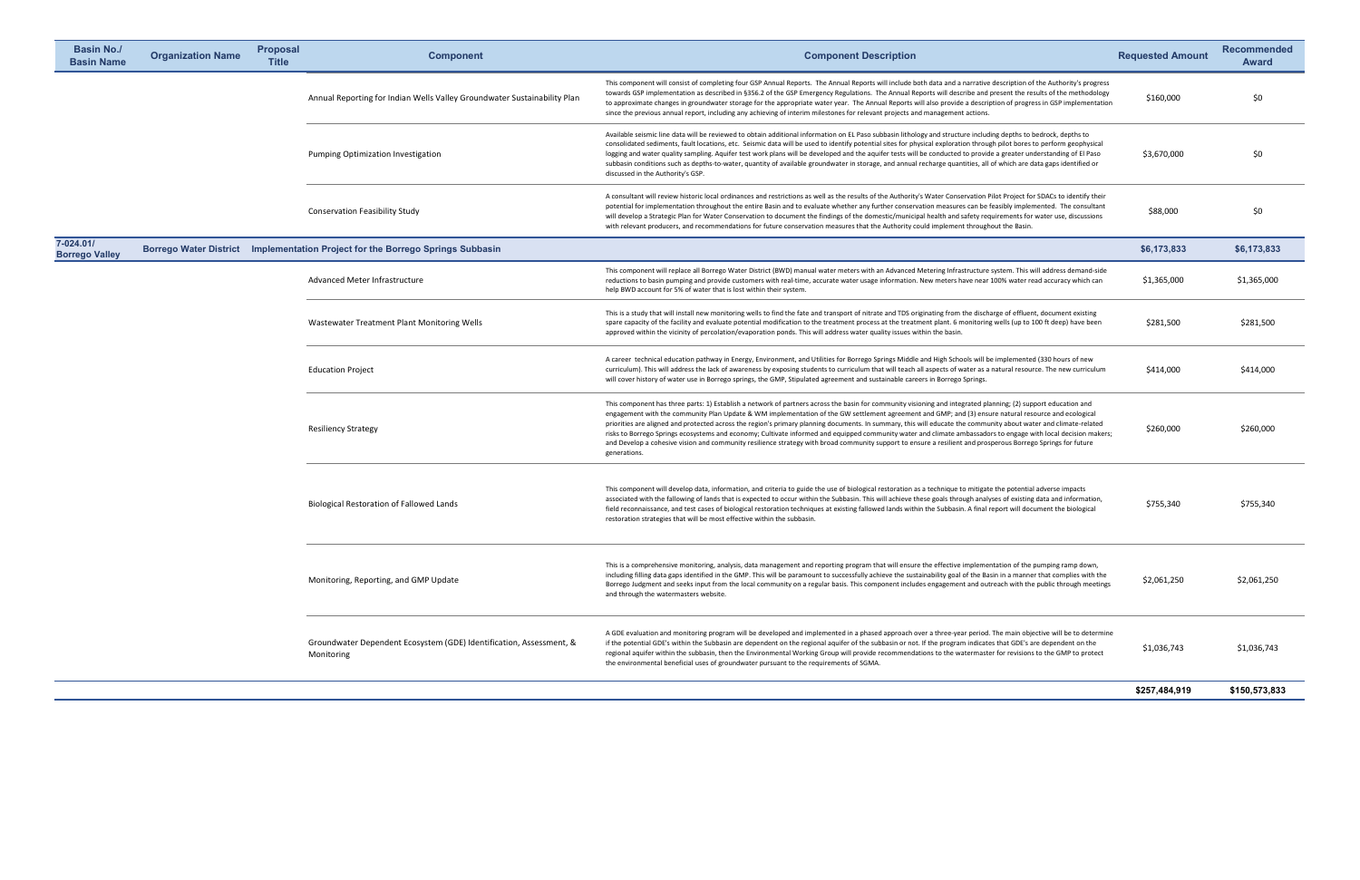| Basin No./ Basin Name | Organization Name | Proposal Title | Component | Component Description | Requested Amount | Recommended Award |
|---|---|---|---|---|---|---|
| | | | Annual Reporting for Indian Wells Valley Groundwater Sustainability Plan | This component will consist of completing four GSP Annual Reports. The Annual Reports will include both data and a narrative description of the Authority's progress towards GSP implementation as described in §356.2 of the GSP Emergency Regulations. The Annual Reports will describe and present the results of the methodology to approximate changes in groundwater storage for the appropriate water year. The Annual Reports will also provide a description of progress in GSP implementation since the previous annual report, including any achieving of interim milestones for relevant projects and management actions. | $160,000 | $0 |
| | | | Pumping Optimization Investigation | Available seismic line data will be reviewed to obtain additional information on EL Paso subbasin lithology and structure including depths to bedrock, depths to consolidated sediments, fault locations, etc. Seismic data will be used to identify potential sites for physical exploration through pilot bores to perform geophysical logging and water quality sampling. Aquifer test work plans will be developed and the aquifer tests will be conducted to provide a greater understanding of El Paso subbasin conditions such as depths-to-water, quantity of available groundwater in storage, and annual recharge quantities, all of which are data gaps identified or discussed in the Authority's GSP. | $3,670,000 | $0 |
| | | | Conservation Feasibility Study | A consultant will review historic local ordinances and restrictions as well as the results of the Authority's Water Conservation Pilot Project for SDACs to identify their potential for implementation throughout the entire Basin and to evaluate whether any further conservation measures can be feasibly implemented. The consultant will develop a Strategic Plan for Water Conservation to document the findings of the domestic/municipal health and safety requirements for water use, discussions with relevant producers, and recommendations for future conservation measures that the Authority could implement throughout the Basin. | $88,000 | $0 |
| **7-024.01/ Borrego Valley** | **Borrego Water District** | **Implementation Project for the Borrego Springs Subbasin** | | | **$6,173,833** | **$6,173,833** |
| | | | Advanced Meter Infrastructure | This component will replace all Borrego Water District (BWD) manual water meters with an Advanced Metering Infrastructure system. This will address demand-side reductions to basin pumping and provide customers with real-time, accurate water usage information. New meters have near 100% water read accuracy which can help BWD account for 5% of water that is lost within their system. | $1,365,000 | $1,365,000 |
| | | | Wastewater Treatment Plant Monitoring Wells | This is a study that will install new monitoring wells to find the fate and transport of nitrate and TDS originating from the discharge of effluent, document existing spare capacity of the facility and evaluate potential modification to the treatment process at the treatment plant. 6 monitoring wells (up to 100 ft deep) have been approved within the vicinity of percolation/evaporation ponds. This will address water quality issues within the basin. | $281,500 | $281,500 |
| | | | Education Project | A career technical education pathway in Energy, Environment, and Utilities for Borrego Springs Middle and High Schools will be implemented (330 hours of new curriculum). This will address the lack of awareness by exposing students to curriculum that will teach all aspects of water as a natural resource. The new curriculum will cover history of water use in Borrego springs, the GMP, Stipulated agreement and sustainable careers in Borrego Springs. | $414,000 | $414,000 |
| | | | Resiliency Strategy | This component has three parts: 1) Establish a network of partners across the basin for community visioning and integrated planning; (2) support education and engagement with the community Plan Update & WM implementation of the GW settlement agreement and GMP; and (3) ensure natural resource and ecological priorities are aligned and protected across the region's primary planning documents. In summary, this will educate the community about water and climate-related risks to Borrego Springs ecosystems and economy; Cultivate informed and equipped community water and climate ambassadors to engage with local decision makers; and Develop a cohesive vision and community resilience strategy with broad community support to ensure a resilient and prosperous Borrego Springs for future generations. | $260,000 | $260,000 |
| | | | Biological Restoration of Fallowed Lands | This component will develop data, information, and criteria to guide the use of biological restoration as a technique to mitigate the potential adverse impacts associated with the fallowing of lands that is expected to occur within the Subbasin. This will achieve these goals through analyses of existing data and information, field reconnaissance, and test cases of biological restoration techniques at existing fallowed lands within the Subbasin. A final report will document the biological restoration strategies that will be most effective within the subbasin. | $755,340 | $755,340 |
| | | | Monitoring, Reporting, and GMP Update | This is a comprehensive monitoring, analysis, data management and reporting program that will ensure the effective implementation of the pumping ramp down, including filling data gaps identified in the GMP. This will be paramount to successfully achieve the sustainability goal of the Basin in a manner that complies with the Borrego Judgment and seeks input from the local community on a regular basis. This component includes engagement and outreach with the public through meetings and through the watermasters website. | $2,061,250 | $2,061,250 |
| | | | Groundwater Dependent Ecosystem (GDE) Identification, Assessment, & Monitoring | A GDE evaluation and monitoring program will be developed and implemented in a phased approach over a three-year period. The main objective will be to determine if the potential GDE's within the Subbasin are dependent on the regional aquifer of the subbasin or not. If the program indicates that GDE's are dependent on the regional aquifer within the subbasin, then the Environmental Working Group will provide recommendations to the watermaster for revisions to the GMP to protect the environmental beneficial uses of groundwater pursuant to the requirements of SGMA. | $1,036,743 | $1,036,743 |
| | | | | | **$257,484,919** | **$150,573,833** |